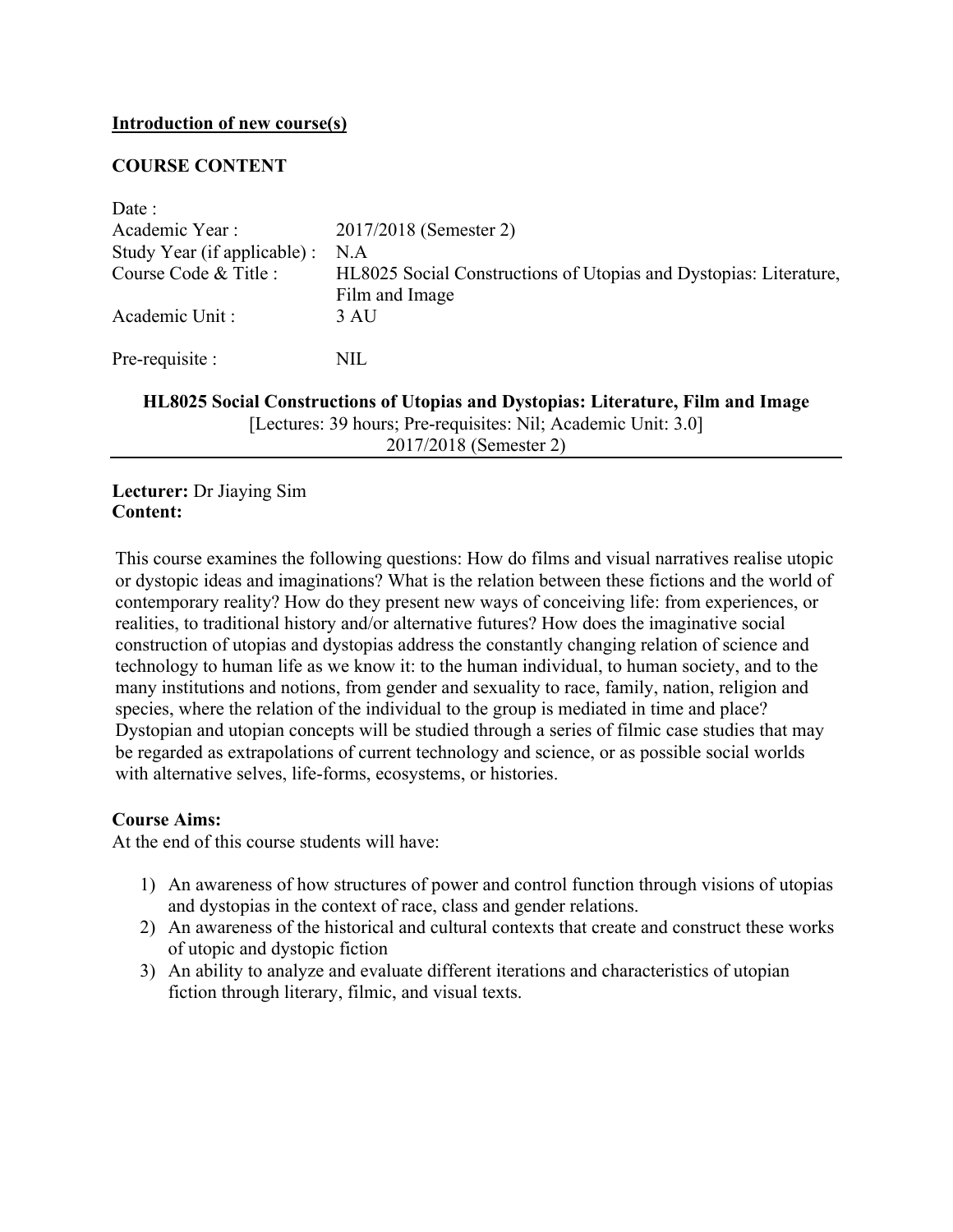**Introduction of new course(s)**

**COURSE CONTENT**

| | |
|---|---|
| Date : | |
| Academic Year : | 2017/2018 (Semester 2) |
| Study Year (if applicable) : | N.A |
| Course Code & Title : | HL8025 Social Constructions of Utopias and Dystopias: Literature, Film and Image |
| Academic Unit : | 3 AU |
| Pre-requisite : | NIL |

**HL8025 Social Constructions of Utopias and Dystopias: Literature, Film and Image**

[Lectures: 39 hours; Pre-requisites: Nil; Academic Unit: 3.0]

2017/2018 (Semester 2)

---

**Lecturer:** Dr Jiaying Sim

**Content:**

This course examines the following questions: How do films and visual narratives realise utopic or dystopic ideas and imaginations? What is the relation between these fictions and the world of contemporary reality? How do they present new ways of conceiving life: from experiences, or realities, to traditional history and/or alternative futures? How does the imaginative social construction of utopias and dystopias address the constantly changing relation of science and technology to human life as we know it: to the human individual, to human society, and to the many institutions and notions, from gender and sexuality to race, family, nation, religion and species, where the relation of the individual to the group is mediated in time and place? Dystopian and utopian concepts will be studied through a series of filmic case studies that may be regarded as extrapolations of current technology and science, or as possible social worlds with alternative selves, life-forms, ecosystems, or histories.

**Course Aims:**

At the end of this course students will have:

1) An awareness of how structures of power and control function through visions of utopias and dystopias in the context of race, class and gender relations.
2) An awareness of the historical and cultural contexts that create and construct these works of utopic and dystopic fiction
3) An ability to analyze and evaluate different iterations and characteristics of utopian fiction through literary, filmic, and visual texts.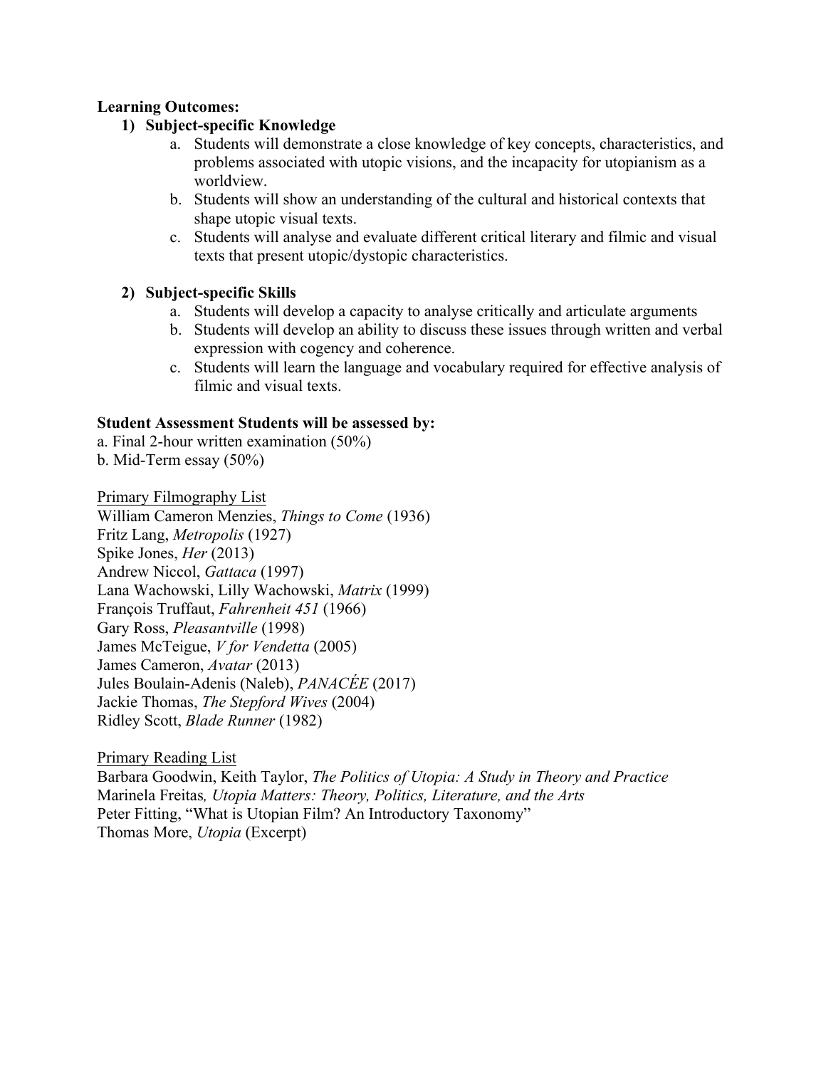**Learning Outcomes:**

1) **Subject-specific Knowledge**
    a. Students will demonstrate a close knowledge of key concepts, characteristics, and problems associated with utopic visions, and the incapacity for utopianism as a worldview.
    b. Students will show an understanding of the cultural and historical contexts that shape utopic visual texts.
    c. Students will analyse and evaluate different critical literary and filmic and visual texts that present utopic/dystopic characteristics.

2) **Subject-specific Skills**
    a. Students will develop a capacity to analyse critically and articulate arguments
    b. Students will develop an ability to discuss these issues through written and verbal expression with cogency and coherence.
    c. Students will learn the language and vocabulary required for effective analysis of filmic and visual texts.

**Student Assessment Students will be assessed by:**

a. Final 2-hour written examination (50%)
b. Mid-Term essay (50%)

<u>Primary Filmography List</u>

William Cameron Menzies, *Things to Come* (1936)
Fritz Lang, *Metropolis* (1927)
Spike Jones, *Her* (2013)
Andrew Niccol, *Gattaca* (1997)
Lana Wachowski, Lilly Wachowski, *Matrix* (1999)
François Truffaut, *Fahrenheit 451* (1966)
Gary Ross, *Pleasantville* (1998)
James McTeigue, *V for Vendetta* (2005)
James Cameron, *Avatar* (2013)
Jules Boulain-Adenis (Naleb), *PANACÉE* (2017)
Jackie Thomas, *The Stepford Wives* (2004)
Ridley Scott, *Blade Runner* (1982)

<u>Primary Reading List</u>

Barbara Goodwin, Keith Taylor, *The Politics of Utopia: A Study in Theory and Practice*
Marinela Freitas*, Utopia Matters: Theory, Politics, Literature, and the Arts*
Peter Fitting, "What is Utopian Film? An Introductory Taxonomy"
Thomas More, *Utopia* (Excerpt)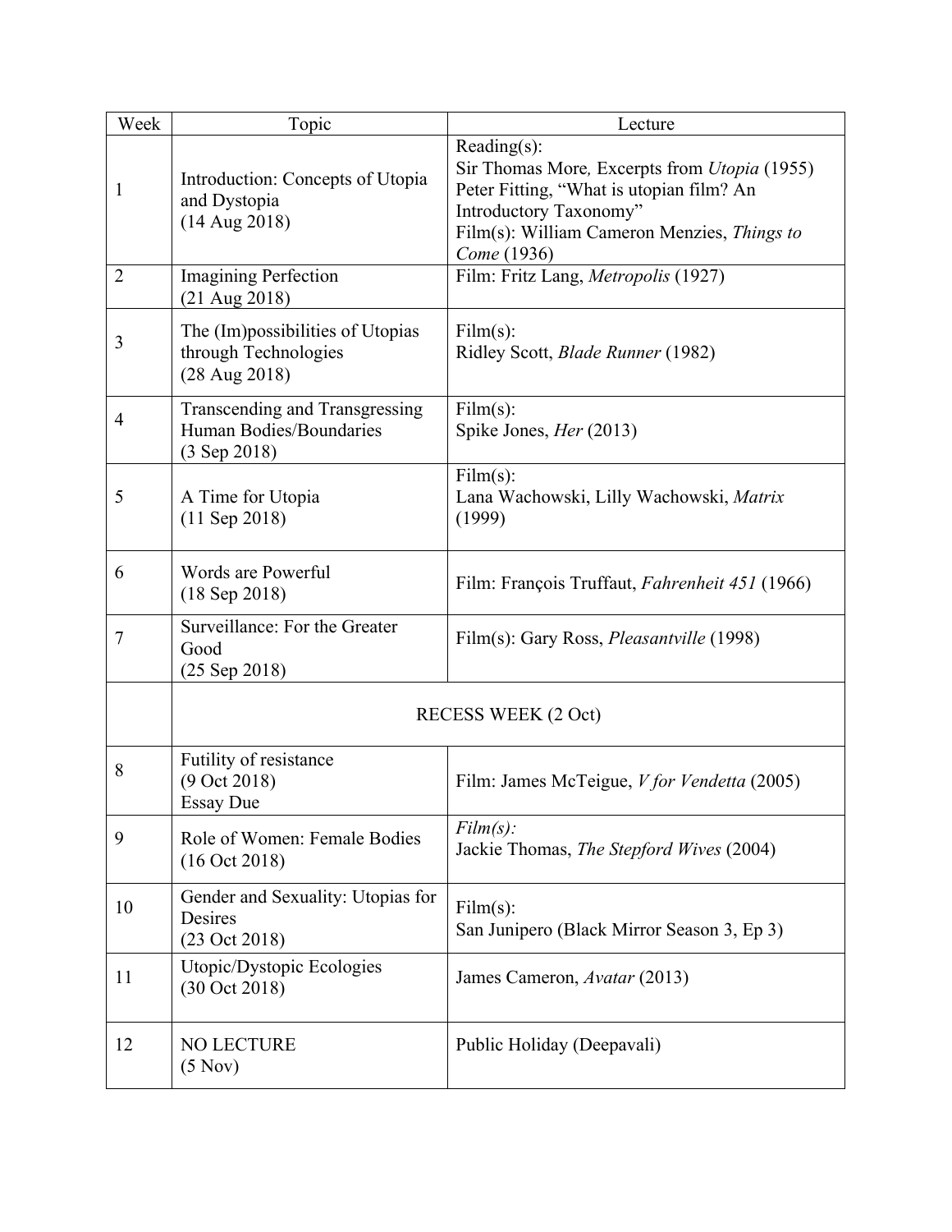| Week | Topic | Lecture |
| --- | --- | --- |
| 1 | Introduction: Concepts of Utopia and Dystopia (14 Aug 2018) | Reading(s): Sir Thomas More, Excerpts from *Utopia* (1955) Peter Fitting, "What is utopian film? An Introductory Taxonomy" Film(s): William Cameron Menzies, *Things to Come* (1936) |
| 2 | Imagining Perfection (21 Aug 2018) | Film: Fritz Lang, *Metropolis* (1927) |
| 3 | The (Im)possibilities of Utopias through Technologies (28 Aug 2018) | Film(s): Ridley Scott, *Blade Runner* (1982) |
| 4 | Transcending and Transgressing Human Bodies/Boundaries (3 Sep 2018) | Film(s): Spike Jones, *Her* (2013) |
| 5 | A Time for Utopia (11 Sep 2018) | Film(s): Lana Wachowski, Lilly Wachowski, *Matrix* (1999) |
| 6 | Words are Powerful (18 Sep 2018) | Film: François Truffaut, *Fahrenheit 451* (1966) |
| 7 | Surveillance: For the Greater Good (25 Sep 2018) | Film(s): Gary Ross, *Pleasantville* (1998) |
| | RECESS WEEK (2 Oct) | |
| 8 | Futility of resistance (9 Oct 2018) Essay Due | Film: James McTeigue, *V for Vendetta* (2005) |
| 9 | Role of Women: Female Bodies (16 Oct 2018) | *Film(s):* Jackie Thomas, *The Stepford Wives* (2004) |
| 10 | Gender and Sexuality: Utopias for Desires (23 Oct 2018) | Film(s): San Junipero (Black Mirror Season 3, Ep 3) |
| 11 | Utopic/Dystopic Ecologies (30 Oct 2018) | James Cameron, *Avatar* (2013) |
| 12 | NO LECTURE (5 Nov) | Public Holiday (Deepavali) |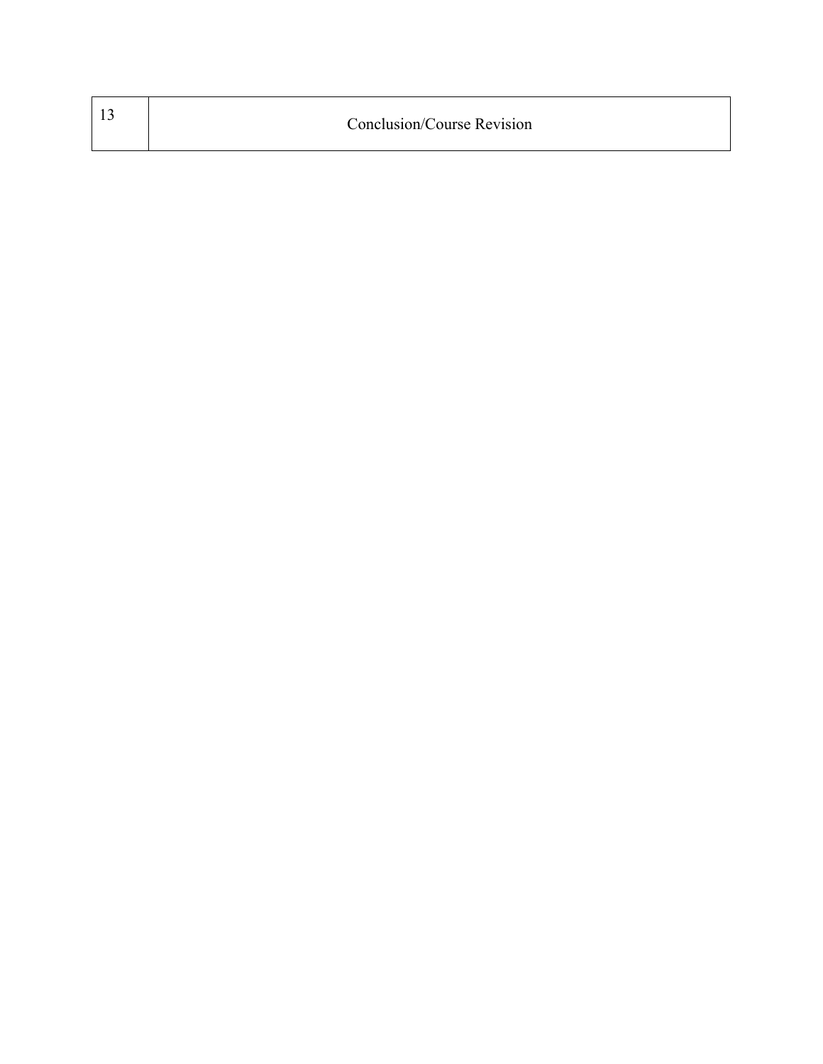| | |
|---|---|
| 13 | Conclusion/Course Revision |